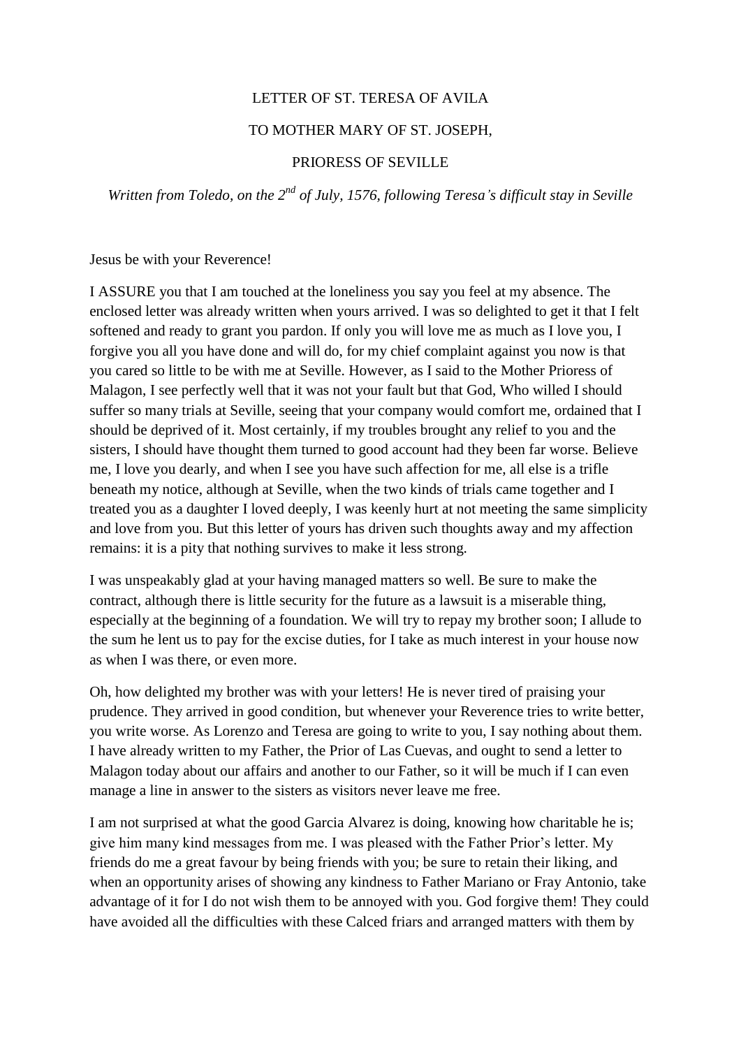# LETTER OF ST. TERESA OF AVILA

## TO MOTHER MARY OF ST. JOSEPH,

## PRIORESS OF SEVILLE

*Written from Toledo, on the 2nd of July, 1576, following Teresa's difficult stay in Seville*

Jesus be with your Reverence!

I ASSURE you that I am touched at the loneliness you say you feel at my absence. The enclosed letter was already written when yours arrived. I was so delighted to get it that I felt softened and ready to grant you pardon. If only you will love me as much as I love you, I forgive you all you have done and will do, for my chief complaint against you now is that you cared so little to be with me at Seville. However, as I said to the Mother Prioress of Malagon, I see perfectly well that it was not your fault but that God, Who willed I should suffer so many trials at Seville, seeing that your company would comfort me, ordained that I should be deprived of it. Most certainly, if my troubles brought any relief to you and the sisters, I should have thought them turned to good account had they been far worse. Believe me, I love you dearly, and when I see you have such affection for me, all else is a trifle beneath my notice, although at Seville, when the two kinds of trials came together and I treated you as a daughter I loved deeply, I was keenly hurt at not meeting the same simplicity and love from you. But this letter of yours has driven such thoughts away and my affection remains: it is a pity that nothing survives to make it less strong.

I was unspeakably glad at your having managed matters so well. Be sure to make the contract, although there is little security for the future as a lawsuit is a miserable thing, especially at the beginning of a foundation. We will try to repay my brother soon; I allude to the sum he lent us to pay for the excise duties, for I take as much interest in your house now as when I was there, or even more.

Oh, how delighted my brother was with your letters! He is never tired of praising your prudence. They arrived in good condition, but whenever your Reverence tries to write better, you write worse. As Lorenzo and Teresa are going to write to you, I say nothing about them. I have already written to my Father, the Prior of Las Cuevas, and ought to send a letter to Malagon today about our affairs and another to our Father, so it will be much if I can even manage a line in answer to the sisters as visitors never leave me free.

I am not surprised at what the good Garcia Alvarez is doing, knowing how charitable he is; give him many kind messages from me. I was pleased with the Father Prior's letter. My friends do me a great favour by being friends with you; be sure to retain their liking, and when an opportunity arises of showing any kindness to Father Mariano or Fray Antonio, take advantage of it for I do not wish them to be annoyed with you. God forgive them! They could have avoided all the difficulties with these Calced friars and arranged matters with them by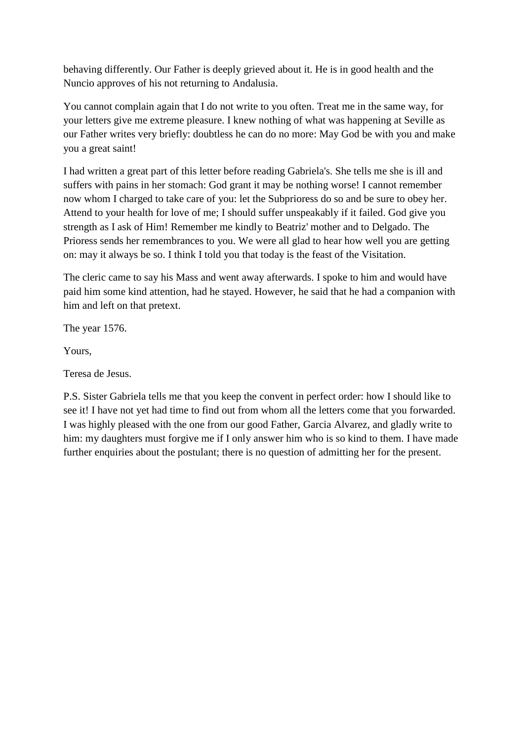behaving differently. Our Father is deeply grieved about it. He is in good health and the Nuncio approves of his not returning to Andalusia.

You cannot complain again that I do not write to you often. Treat me in the same way, for your letters give me extreme pleasure. I knew nothing of what was happening at Seville as our Father writes very briefly: doubtless he can do no more: May God be with you and make you a great saint!

I had written a great part of this letter before reading Gabriela's. She tells me she is ill and suffers with pains in her stomach: God grant it may be nothing worse! I cannot remember now whom I charged to take care of you: let the Subprioress do so and be sure to obey her. Attend to your health for love of me; I should suffer unspeakably if it failed. God give you strength as I ask of Him! Remember me kindly to Beatriz' mother and to Delgado. The Prioress sends her remembrances to you. We were all glad to hear how well you are getting on: may it always be so. I think I told you that today is the feast of the Visitation.

The cleric came to say his Mass and went away afterwards. I spoke to him and would have paid him some kind attention, had he stayed. However, he said that he had a companion with him and left on that pretext.

The year 1576.

Yours,

Teresa de Jesus.

P.S. Sister Gabriela tells me that you keep the convent in perfect order: how I should like to see it! I have not yet had time to find out from whom all the letters come that you forwarded. I was highly pleased with the one from our good Father, Garcia Alvarez, and gladly write to him: my daughters must forgive me if I only answer him who is so kind to them. I have made further enquiries about the postulant; there is no question of admitting her for the present.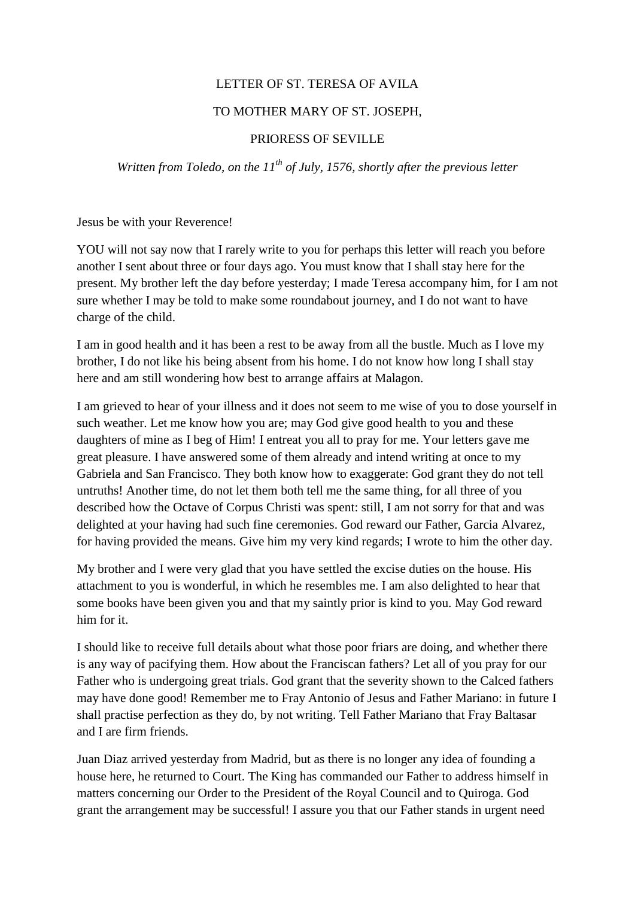LETTER OF ST. TERESA OF AVILA

TO MOTHER MARY OF ST. JOSEPH,

PRIORESS OF SEVILLE

*Written from Toledo, on the 11th of July, 1576, shortly after the previous letter*

Jesus be with your Reverence!

YOU will not say now that I rarely write to you for perhaps this letter will reach you before another I sent about three or four days ago. You must know that I shall stay here for the present. My brother left the day before yesterday; I made Teresa accompany him, for I am not sure whether I may be told to make some roundabout journey, and I do not want to have charge of the child.

I am in good health and it has been a rest to be away from all the bustle. Much as I love my brother, I do not like his being absent from his home. I do not know how long I shall stay here and am still wondering how best to arrange affairs at Malagon.

I am grieved to hear of your illness and it does not seem to me wise of you to dose yourself in such weather. Let me know how you are; may God give good health to you and these daughters of mine as I beg of Him! I entreat you all to pray for me. Your letters gave me great pleasure. I have answered some of them already and intend writing at once to my Gabriela and San Francisco. They both know how to exaggerate: God grant they do not tell untruths! Another time, do not let them both tell me the same thing, for all three of you described how the Octave of Corpus Christi was spent: still, I am not sorry for that and was delighted at your having had such fine ceremonies. God reward our Father, Garcia Alvarez, for having provided the means. Give him my very kind regards; I wrote to him the other day.

My brother and I were very glad that you have settled the excise duties on the house. His attachment to you is wonderful, in which he resembles me. I am also delighted to hear that some books have been given you and that my saintly prior is kind to you. May God reward him for it.

I should like to receive full details about what those poor friars are doing, and whether there is any way of pacifying them. How about the Franciscan fathers? Let all of you pray for our Father who is undergoing great trials. God grant that the severity shown to the Calced fathers may have done good! Remember me to Fray Antonio of Jesus and Father Mariano: in future I shall practise perfection as they do, by not writing. Tell Father Mariano that Fray Baltasar and I are firm friends.

Juan Diaz arrived yesterday from Madrid, but as there is no longer any idea of founding a house here, he returned to Court. The King has commanded our Father to address himself in matters concerning our Order to the President of the Royal Council and to Quiroga. God grant the arrangement may be successful! I assure you that our Father stands in urgent need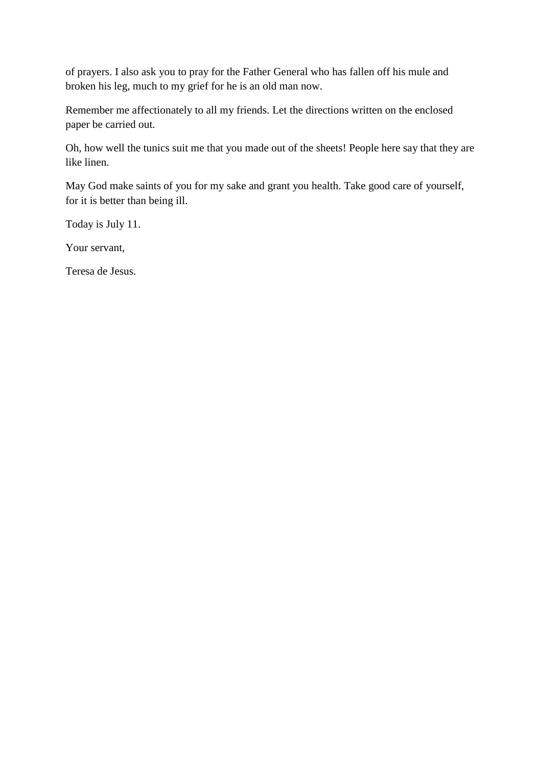of prayers. I also ask you to pray for the Father General who has fallen off his mule and broken his leg, much to my grief for he is an old man now.

Remember me affectionately to all my friends. Let the directions written on the enclosed paper be carried out.

Oh, how well the tunics suit me that you made out of the sheets! People here say that they are like linen.

May God make saints of you for my sake and grant you health. Take good care of yourself, for it is better than being ill.

Today is July 11.

Your servant,

Teresa de Jesus.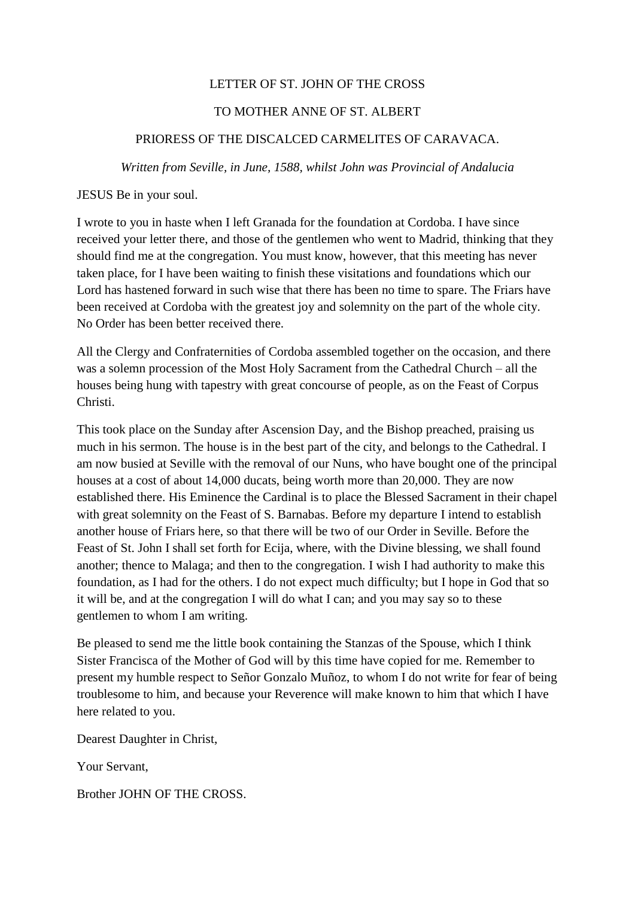# LETTER OF ST. JOHN OF THE CROSS

## TO MOTHER ANNE OF ST. ALBERT

## PRIORESS OF THE DISCALCED CARMELITES OF CARAVACA.

*Written from Seville, in June, 1588, whilst John was Provincial of Andalucia*

JESUS Be in your soul.

I wrote to you in haste when I left Granada for the foundation at Cordoba. I have since received your letter there, and those of the gentlemen who went to Madrid, thinking that they should find me at the congregation. You must know, however, that this meeting has never taken place, for I have been waiting to finish these visitations and foundations which our Lord has hastened forward in such wise that there has been no time to spare. The Friars have been received at Cordoba with the greatest joy and solemnity on the part of the whole city. No Order has been better received there.

All the Clergy and Confraternities of Cordoba assembled together on the occasion, and there was a solemn procession of the Most Holy Sacrament from the Cathedral Church – all the houses being hung with tapestry with great concourse of people, as on the Feast of Corpus Christi.

This took place on the Sunday after Ascension Day, and the Bishop preached, praising us much in his sermon. The house is in the best part of the city, and belongs to the Cathedral. I am now busied at Seville with the removal of our Nuns, who have bought one of the principal houses at a cost of about 14,000 ducats, being worth more than 20,000. They are now established there. His Eminence the Cardinal is to place the Blessed Sacrament in their chapel with great solemnity on the Feast of S. Barnabas. Before my departure I intend to establish another house of Friars here, so that there will be two of our Order in Seville. Before the Feast of St. John I shall set forth for Ecija, where, with the Divine blessing, we shall found another; thence to Malaga; and then to the congregation. I wish I had authority to make this foundation, as I had for the others. I do not expect much difficulty; but I hope in God that so it will be, and at the congregation I will do what I can; and you may say so to these gentlemen to whom I am writing.

Be pleased to send me the little book containing the Stanzas of the Spouse, which I think Sister Francisca of the Mother of God will by this time have copied for me. Remember to present my humble respect to Señor Gonzalo Muñoz, to whom I do not write for fear of being troublesome to him, and because your Reverence will make known to him that which I have here related to you.

Dearest Daughter in Christ,

Your Servant,

Brother JOHN OF THE CROSS.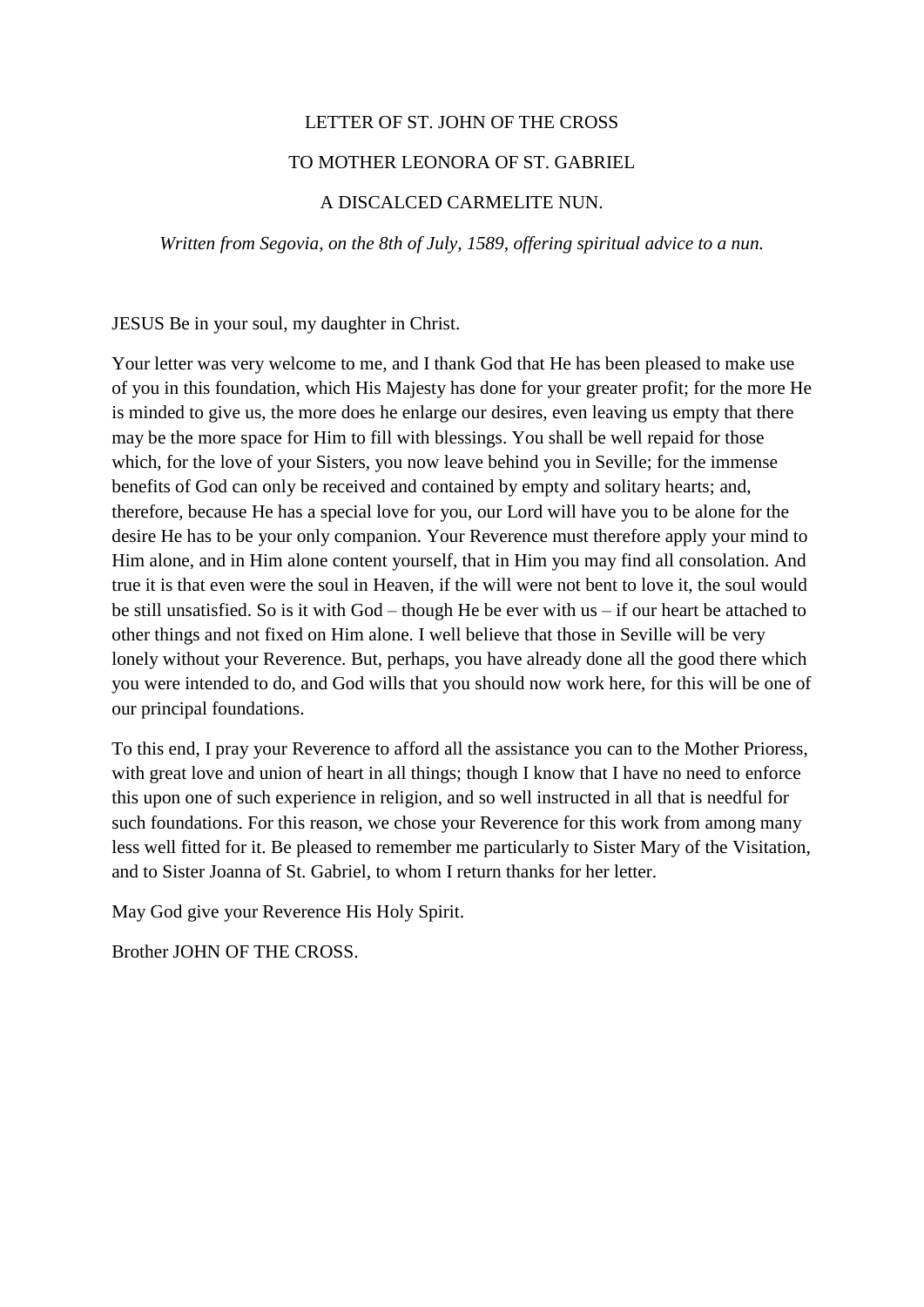# LETTER OF ST. JOHN OF THE CROSS

# TO MOTHER LEONORA OF ST. GABRIEL

# A DISCALCED CARMELITE NUN.

*Written from Segovia, on the 8th of July, 1589, offering spiritual advice to a nun.*

JESUS Be in your soul, my daughter in Christ.

Your letter was very welcome to me, and I thank God that He has been pleased to make use of you in this foundation, which His Majesty has done for your greater profit; for the more He is minded to give us, the more does he enlarge our desires, even leaving us empty that there may be the more space for Him to fill with blessings. You shall be well repaid for those which, for the love of your Sisters, you now leave behind you in Seville; for the immense benefits of God can only be received and contained by empty and solitary hearts; and, therefore, because He has a special love for you, our Lord will have you to be alone for the desire He has to be your only companion. Your Reverence must therefore apply your mind to Him alone, and in Him alone content yourself, that in Him you may find all consolation. And true it is that even were the soul in Heaven, if the will were not bent to love it, the soul would be still unsatisfied. So is it with God – though He be ever with us – if our heart be attached to other things and not fixed on Him alone. I well believe that those in Seville will be very lonely without your Reverence. But, perhaps, you have already done all the good there which you were intended to do, and God wills that you should now work here, for this will be one of our principal foundations.

To this end, I pray your Reverence to afford all the assistance you can to the Mother Prioress, with great love and union of heart in all things; though I know that I have no need to enforce this upon one of such experience in religion, and so well instructed in all that is needful for such foundations. For this reason, we chose your Reverence for this work from among many less well fitted for it. Be pleased to remember me particularly to Sister Mary of the Visitation, and to Sister Joanna of St. Gabriel, to whom I return thanks for her letter.

May God give your Reverence His Holy Spirit.

Brother JOHN OF THE CROSS.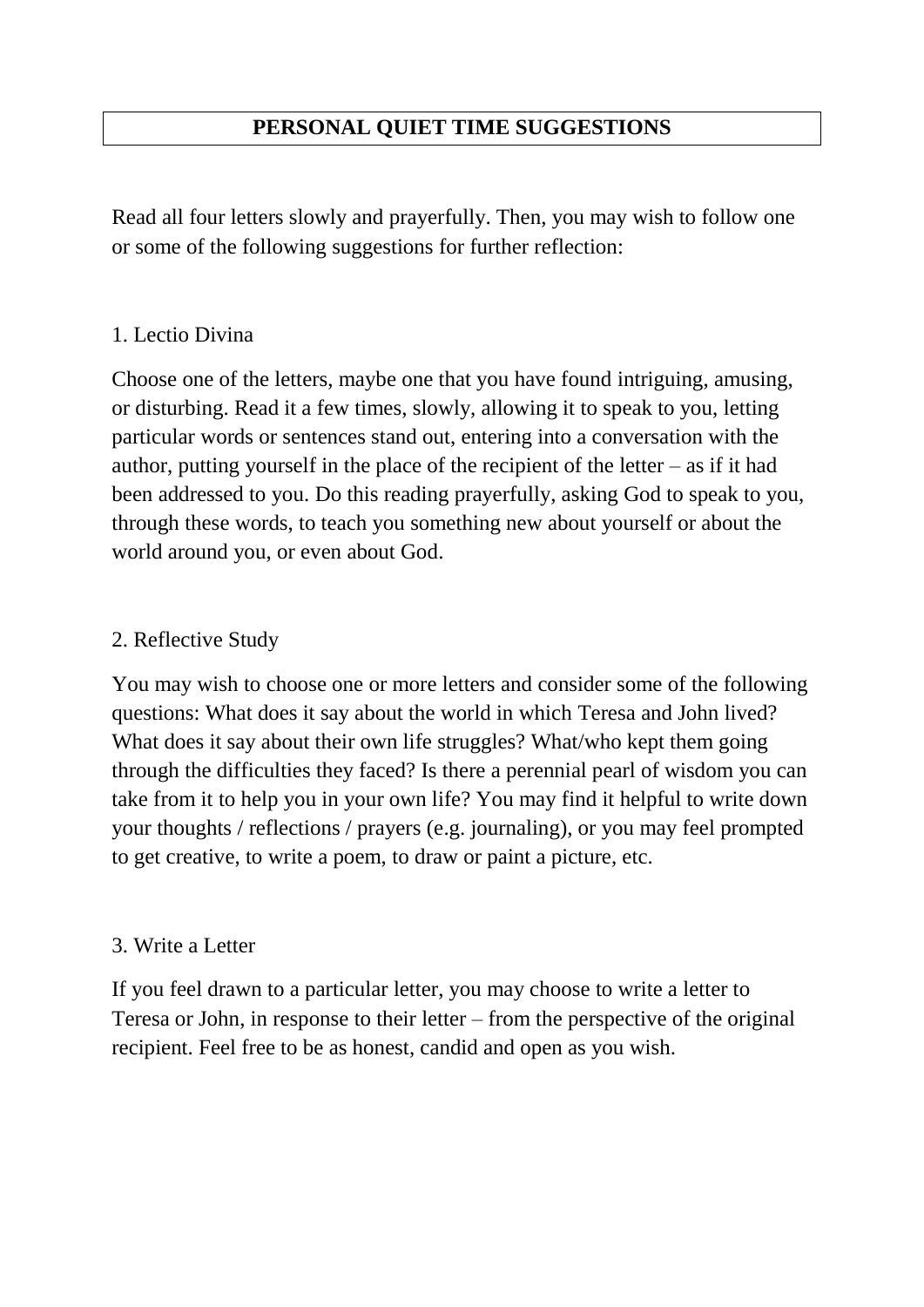# PERSONAL QUIET TIME SUGGESTIONS

Read all four letters slowly and prayerfully. Then, you may wish to follow one or some of the following suggestions for further reflection:

## 1. Lectio Divina

Choose one of the letters, maybe one that you have found intriguing, amusing, or disturbing. Read it a few times, slowly, allowing it to speak to you, letting particular words or sentences stand out, entering into a conversation with the author, putting yourself in the place of the recipient of the letter – as if it had been addressed to you. Do this reading prayerfully, asking God to speak to you, through these words, to teach you something new about yourself or about the world around you, or even about God.

## 2. Reflective Study

You may wish to choose one or more letters and consider some of the following questions: What does it say about the world in which Teresa and John lived? What does it say about their own life struggles? What/who kept them going through the difficulties they faced? Is there a perennial pearl of wisdom you can take from it to help you in your own life? You may find it helpful to write down your thoughts / reflections / prayers (e.g. journaling), or you may feel prompted to get creative, to write a poem, to draw or paint a picture, etc.

## 3. Write a Letter

If you feel drawn to a particular letter, you may choose to write a letter to Teresa or John, in response to their letter – from the perspective of the original recipient. Feel free to be as honest, candid and open as you wish.